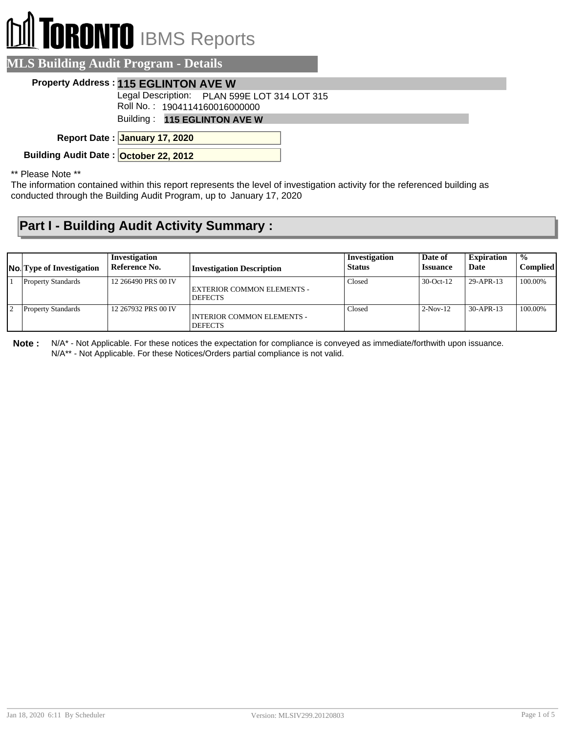# TORONTO IBMS Reports

## MLS Building Audit Program - Details

**Property Address :** **115 EGLINTON AVE W**

Legal Description: PLAN 599E LOT 314 LOT 315

Roll No. : 1904114160016000000

Building : **115 EGLINTON AVE W**

**Report Date :** **January 17, 2020**

**Building Audit Date :** **October 22, 2012**

** Please Note **

The information contained within this report represents the level of investigation activity for the referenced building as conducted through the Building Audit Program, up to January 17, 2020

## Part I - Building Audit Activity Summary :

| No. | Type of Investigation | Investigation Reference No. | Investigation Description | Investigation Status | Date of Issuance | Expiration Date | % Complied |
|---|---|---|---|---|---|---|---|
| 1 | Property Standards | 12 266490 PRS 00 IV | EXTERIOR COMMON ELEMENTS - DEFECTS | Closed | 30-Oct-12 | 29-APR-13 | 100.00% |
| 2 | Property Standards | 12 267932 PRS 00 IV | INTERIOR COMMON ELEMENTS - DEFECTS | Closed | 2-Nov-12 | 30-APR-13 | 100.00% |

**Note :** N/A* - Not Applicable. For these notices the expectation for compliance is conveyed as immediate/forthwith upon issuance.
N/A** - Not Applicable. For these Notices/Orders partial compliance is not valid.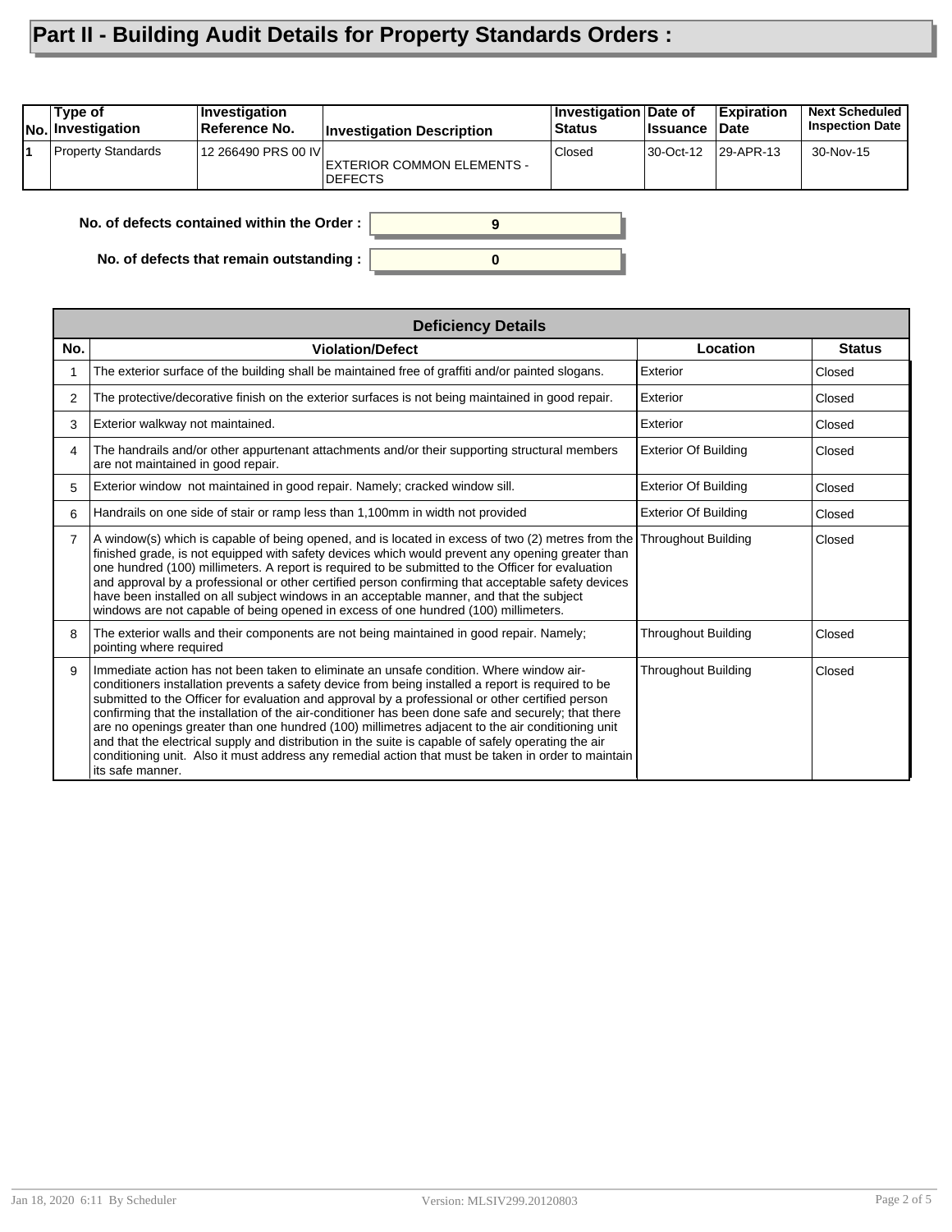# Part II - Building Audit Details for Property Standards Orders :

| No. | Type of Investigation | Investigation Reference No. | Investigation Description | Investigation Status | Date of Issuance | Expiration Date | Next Scheduled Inspection Date |
|---|---|---|---|---|---|---|---|
| 1 | Property Standards | 12 266490 PRS 00 IV | EXTERIOR COMMON ELEMENTS - DEFECTS | Closed | 30-Oct-12 | 29-APR-13 | 30-Nov-15 |

**No. of defects contained within the Order :** 9

**No. of defects that remain outstanding :** 0

| Deficiency Details | | | |
|---|---|---|---|
| **No.** | **Violation/Defect** | **Location** | **Status** |
| 1 | The exterior surface of the building shall be maintained free of graffiti and/or painted slogans. | Exterior | Closed |
| 2 | The protective/decorative finish on the exterior surfaces is not being maintained in good repair. | Exterior | Closed |
| 3 | Exterior walkway not maintained. | Exterior | Closed |
| 4 | The handrails and/or other appurtenant attachments and/or their supporting structural members are not maintained in good repair. | Exterior Of Building | Closed |
| 5 | Exterior window not maintained in good repair. Namely; cracked window sill. | Exterior Of Building | Closed |
| 6 | Handrails on one side of stair or ramp less than 1,100mm in width not provided | Exterior Of Building | Closed |
| 7 | A window(s) which is capable of being opened, and is located in excess of two (2) metres from the finished grade, is not equipped with safety devices which would prevent any opening greater than one hundred (100) millimeters. A report is required to be submitted to the Officer for evaluation and approval by a professional or other certified person confirming that acceptable safety devices have been installed on all subject windows in an acceptable manner, and that the subject windows are not capable of being opened in excess of one hundred (100) millimeters. | Throughout Building | Closed |
| 8 | The exterior walls and their components are not being maintained in good repair. Namely; pointing where required | Throughout Building | Closed |
| 9 | Immediate action has not been taken to eliminate an unsafe condition. Where window air-conditioners installation prevents a safety device from being installed a report is required to be submitted to the Officer for evaluation and approval by a professional or other certified person confirming that the installation of the air-conditioner has been done safe and securely; that there are no openings greater than one hundred (100) millimetres adjacent to the air conditioning unit and that the electrical supply and distribution in the suite is capable of safely operating the air conditioning unit. Also it must address any remedial action that must be taken in order to maintain its safe manner. | Throughout Building | Closed |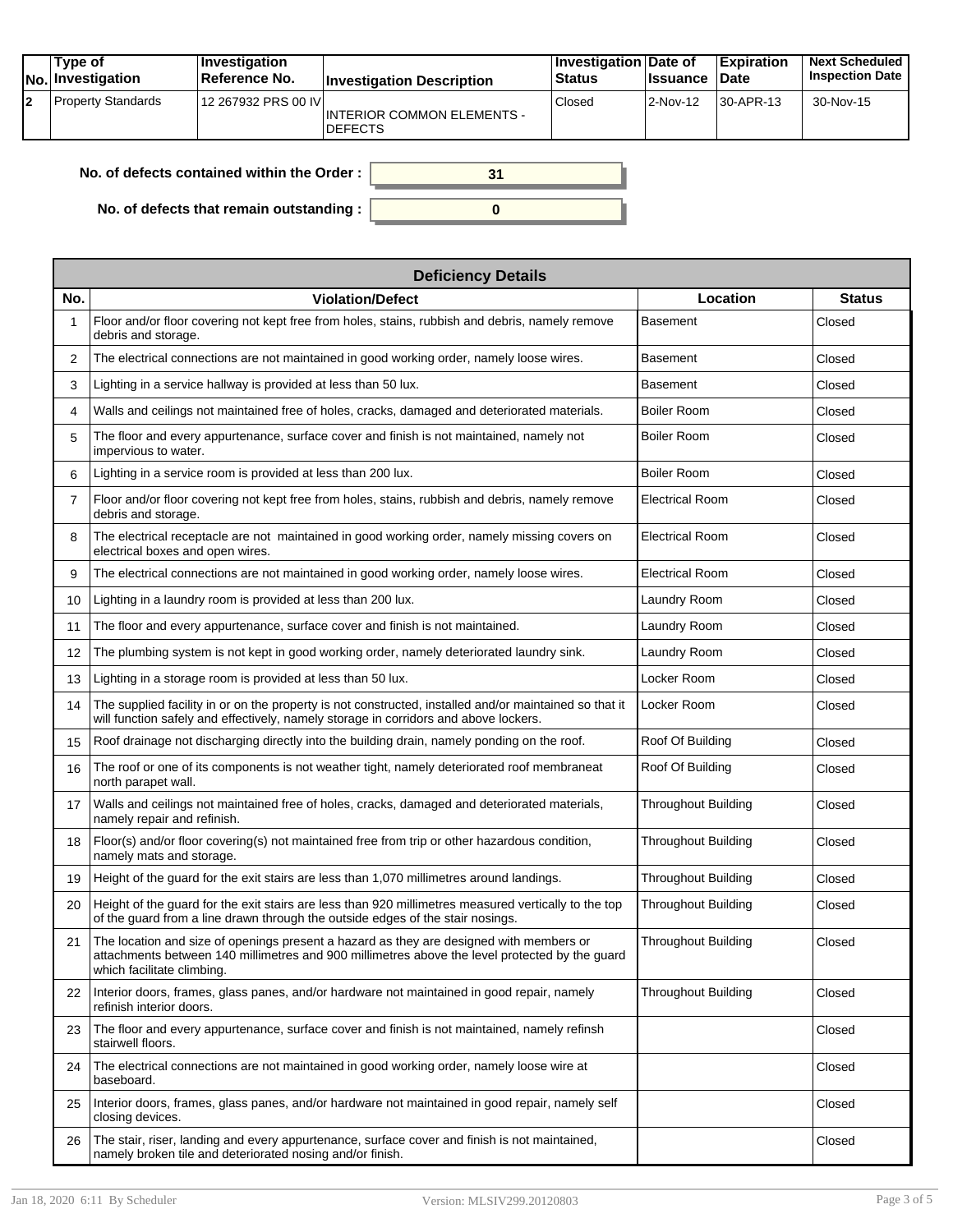| No. | Type of Investigation | Investigation Reference No. | Investigation Description | Investigation Status | Date of Issuance | Expiration Date | Next Scheduled Inspection Date |
|---|---|---|---|---|---|---|---|
| 2 | Property Standards | 12 267932 PRS 00 IV | INTERIOR COMMON ELEMENTS - DEFECTS | Closed | 2-Nov-12 | 30-APR-13 | 30-Nov-15 |

**No. of defects contained within the Order :** 31

**No. of defects that remain outstanding :** 0

**Deficiency Details**

| No. | Violation/Defect | Location | Status |
|---|---|---|---|
| 1 | Floor and/or floor covering not kept free from holes, stains, rubbish and debris, namely remove debris and storage. | Basement | Closed |
| 2 | The electrical connections are not maintained in good working order, namely loose wires. | Basement | Closed |
| 3 | Lighting in a service hallway is provided at less than 50 lux. | Basement | Closed |
| 4 | Walls and ceilings not maintained free of holes, cracks, damaged and deteriorated materials. | Boiler Room | Closed |
| 5 | The floor and every appurtenance, surface cover and finish is not maintained, namely not impervious to water. | Boiler Room | Closed |
| 6 | Lighting in a service room is provided at less than 200 lux. | Boiler Room | Closed |
| 7 | Floor and/or floor covering not kept free from holes, stains, rubbish and debris, namely remove debris and storage. | Electrical Room | Closed |
| 8 | The electrical receptacle are not maintained in good working order, namely missing covers on electrical boxes and open wires. | Electrical Room | Closed |
| 9 | The electrical connections are not maintained in good working order, namely loose wires. | Electrical Room | Closed |
| 10 | Lighting in a laundry room is provided at less than 200 lux. | Laundry Room | Closed |
| 11 | The floor and every appurtenance, surface cover and finish is not maintained. | Laundry Room | Closed |
| 12 | The plumbing system is not kept in good working order, namely deteriorated laundry sink. | Laundry Room | Closed |
| 13 | Lighting in a storage room is provided at less than 50 lux. | Locker Room | Closed |
| 14 | The supplied facility in or on the property is not constructed, installed and/or maintained so that it will function safely and effectively, namely storage in corridors and above lockers. | Locker Room | Closed |
| 15 | Roof drainage not discharging directly into the building drain, namely ponding on the roof. | Roof Of Building | Closed |
| 16 | The roof or one of its components is not weather tight, namely deteriorated roof membraneat north parapet wall. | Roof Of Building | Closed |
| 17 | Walls and ceilings not maintained free of holes, cracks, damaged and deteriorated materials, namely repair and refinish. | Throughout Building | Closed |
| 18 | Floor(s) and/or floor covering(s) not maintained free from trip or other hazardous condition, namely mats and storage. | Throughout Building | Closed |
| 19 | Height of the guard for the exit stairs are less than 1,070 millimetres around landings. | Throughout Building | Closed |
| 20 | Height of the guard for the exit stairs are less than 920 millimetres measured vertically to the top of the guard from a line drawn through the outside edges of the stair nosings. | Throughout Building | Closed |
| 21 | The location and size of openings present a hazard as they are designed with members or attachments between 140 millimetres and 900 millimetres above the level protected by the guard which facilitate climbing. | Throughout Building | Closed |
| 22 | Interior doors, frames, glass panes, and/or hardware not maintained in good repair, namely refinish interior doors. | Throughout Building | Closed |
| 23 | The floor and every appurtenance, surface cover and finish is not maintained, namely refinsh stairwell floors. | | Closed |
| 24 | The electrical connections are not maintained in good working order, namely loose wire at baseboard. | | Closed |
| 25 | Interior doors, frames, glass panes, and/or hardware not maintained in good repair, namely self closing devices. | | Closed |
| 26 | The stair, riser, landing and every appurtenance, surface cover and finish is not maintained, namely broken tile and deteriorated nosing and/or finish. | | Closed |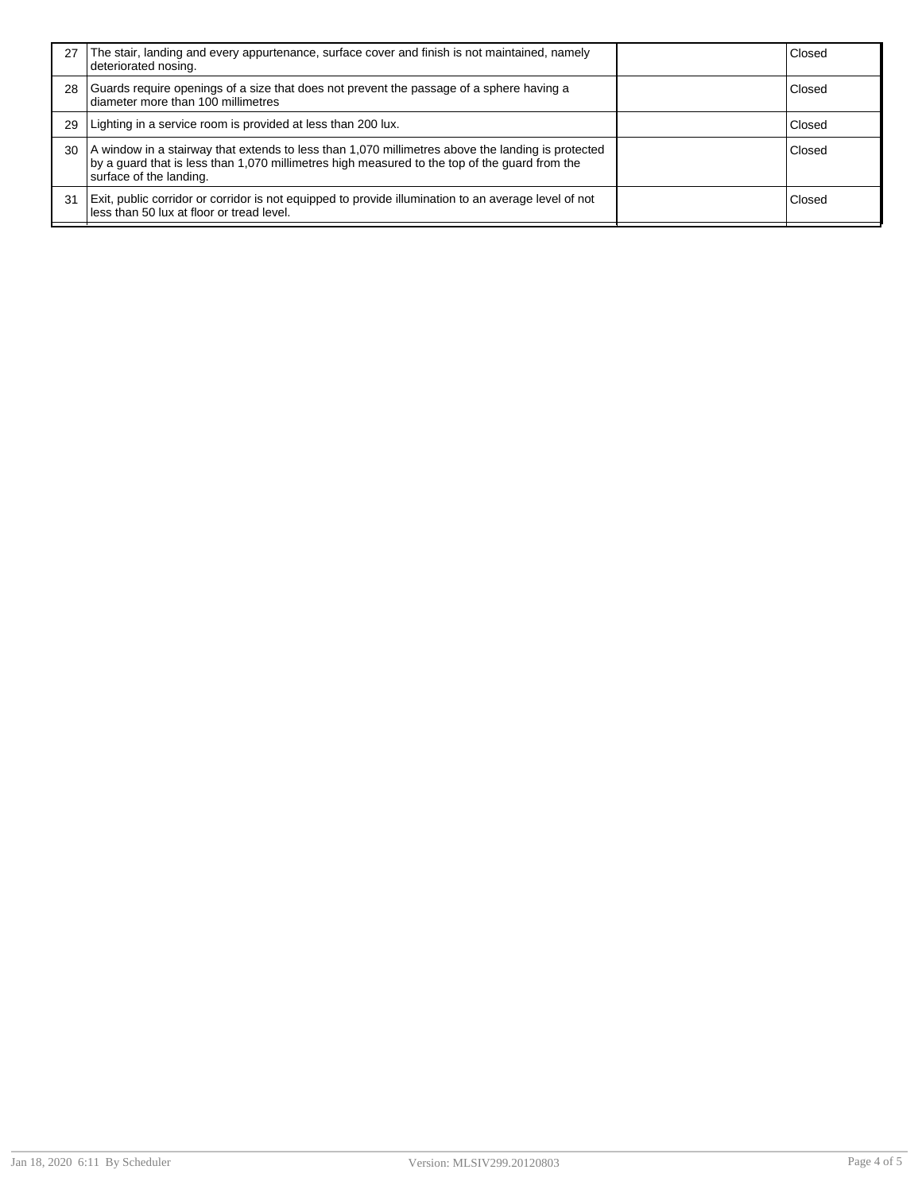| | | | |
|---|---|---|---|
| 27 | The stair, landing and every appurtenance, surface cover and finish is not maintained, namely deteriorated nosing. | | Closed |
| 28 | Guards require openings of a size that does not prevent the passage of a sphere having a diameter more than 100 millimetres | | Closed |
| 29 | Lighting in a service room is provided at less than 200 lux. | | Closed |
| 30 | A window in a stairway that extends to less than 1,070 millimetres above the landing is protected by a guard that is less than 1,070 millimetres high measured to the top of the guard from the surface of the landing. | | Closed |
| 31 | Exit, public corridor or corridor is not equipped to provide illumination to an average level of not less than 50 lux at floor or tread level. | | Closed |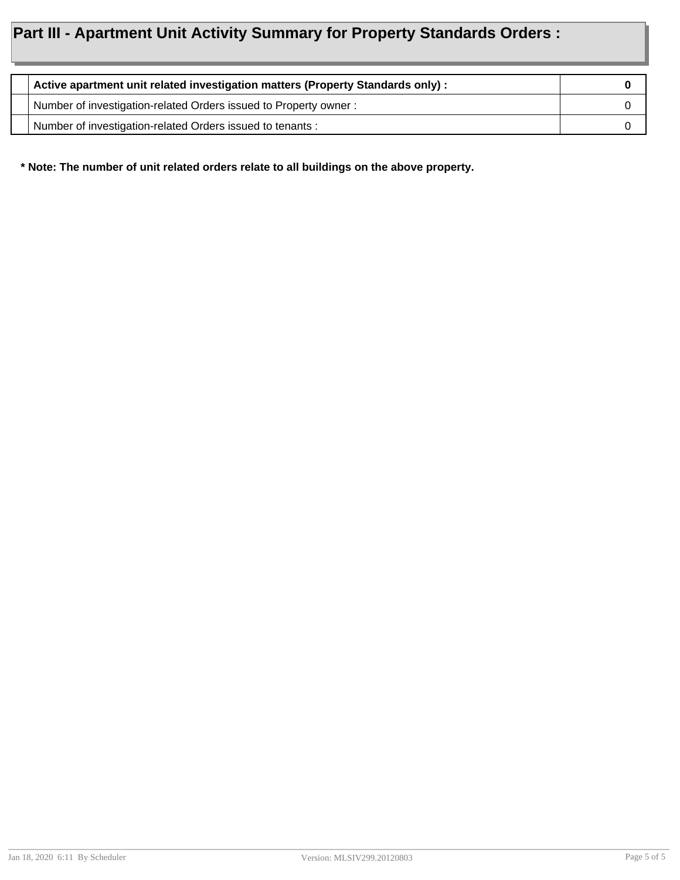## Part III - Apartment Unit Activity Summary for Property Standards Orders :

| | | |
|---|---|---|
| | **Active apartment unit related investigation matters (Property Standards only) :** | **0** |
| | Number of investigation-related Orders issued to Property owner : | 0 |
| | Number of investigation-related Orders issued to tenants : | 0 |

**\* Note: The number of unit related orders relate to all buildings on the above property.**